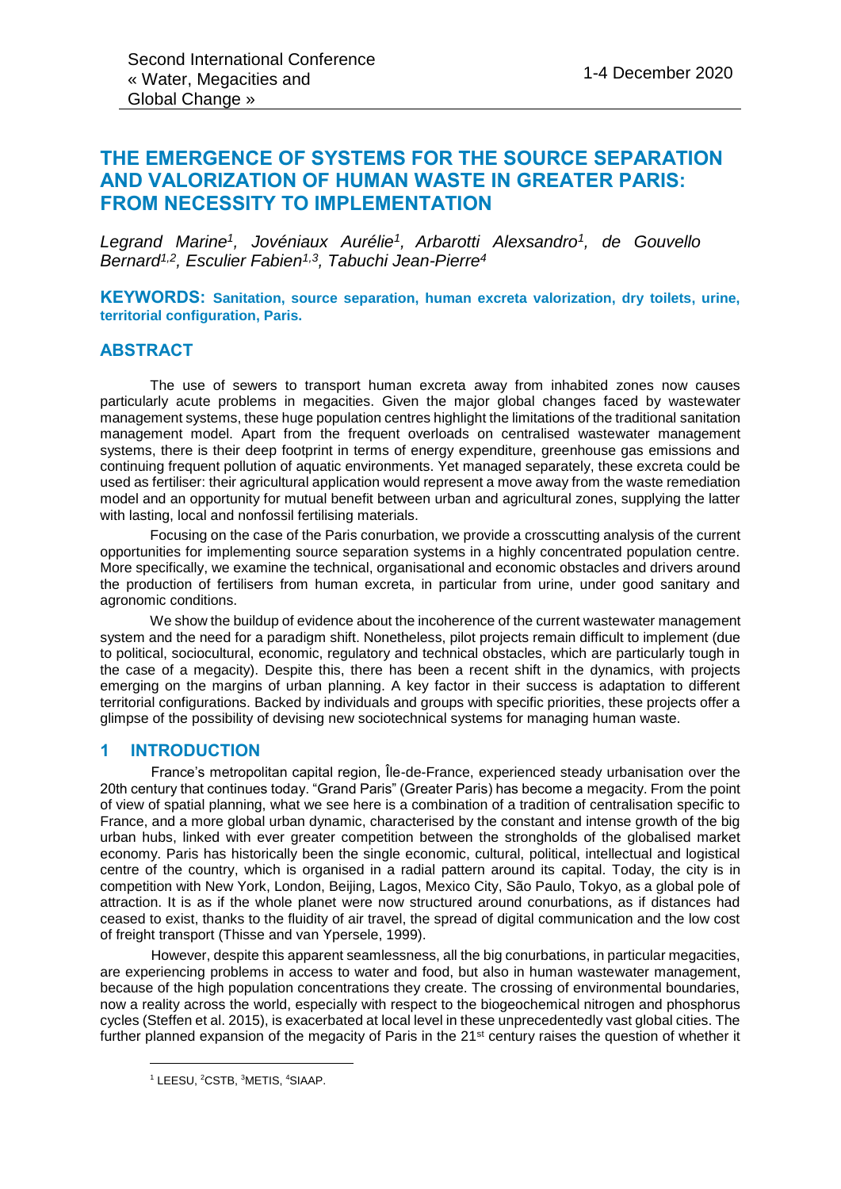# THE EMERGENCE OF SYSTEMS FOR THE SOURCE SEPARATION AND VALORIZATION OF HUMAN WASTE IN GREATER PARIS: FROM NECESSITY TO IMPLEMENTATION

*Legrand Marine[1], Jovéniaux Aurélie[1], Arbarotti Alexsandro[1], de Gouvello Bernard[1,2], Esculier Fabien[1,3], Tabuchi Jean-Pierre[4]*

**KEYWORDS: Sanitation, source separation, human excreta valorization, dry toilets, urine, territorial configuration, Paris.**

## ABSTRACT

The use of sewers to transport human excreta away from inhabited zones now causes particularly acute problems in megacities. Given the major global changes faced by wastewater management systems, these huge population centres highlight the limitations of the traditional sanitation management model. Apart from the frequent overloads on centralised wastewater management systems, there is their deep footprint in terms of energy expenditure, greenhouse gas emissions and continuing frequent pollution of aquatic environments. Yet managed separately, these excreta could be used as fertiliser: their agricultural application would represent a move away from the waste remediation model and an opportunity for mutual benefit between urban and agricultural zones, supplying the latter with lasting, local and nonfossil fertilising materials.

Focusing on the case of the Paris conurbation, we provide a crosscutting analysis of the current opportunities for implementing source separation systems in a highly concentrated population centre. More specifically, we examine the technical, organisational and economic obstacles and drivers around the production of fertilisers from human excreta, in particular from urine, under good sanitary and agronomic conditions.

We show the buildup of evidence about the incoherence of the current wastewater management system and the need for a paradigm shift. Nonetheless, pilot projects remain difficult to implement (due to political, sociocultural, economic, regulatory and technical obstacles, which are particularly tough in the case of a megacity). Despite this, there has been a recent shift in the dynamics, with projects emerging on the margins of urban planning. A key factor in their success is adaptation to different territorial configurations. Backed by individuals and groups with specific priorities, these projects offer a glimpse of the possibility of devising new sociotechnical systems for managing human waste.

## 1 INTRODUCTION

France's metropolitan capital region, Île-de-France, experienced steady urbanisation over the 20th century that continues today. "Grand Paris" (Greater Paris) has become a megacity. From the point of view of spatial planning, what we see here is a combination of a tradition of centralisation specific to France, and a more global urban dynamic, characterised by the constant and intense growth of the big urban hubs, linked with ever greater competition between the strongholds of the globalised market economy. Paris has historically been the single economic, cultural, political, intellectual and logistical centre of the country, which is organised in a radial pattern around its capital. Today, the city is in competition with New York, London, Beijing, Lagos, Mexico City, São Paulo, Tokyo, as a global pole of attraction. It is as if the whole planet were now structured around conurbations, as if distances had ceased to exist, thanks to the fluidity of air travel, the spread of digital communication and the low cost of freight transport (Thisse and van Ypersele, 1999).

However, despite this apparent seamlessness, all the big conurbations, in particular megacities, are experiencing problems in access to water and food, but also in human wastewater management, because of the high population concentrations they create. The crossing of environmental boundaries, now a reality across the world, especially with respect to the biogeochemical nitrogen and phosphorus cycles (Steffen et al. 2015), is exacerbated at local level in these unprecedentedly vast global cities. The further planned expansion of the megacity of Paris in the 21st century raises the question of whether it

[1] LEESU, [2]CSTB, [3]METIS, [4]SIAAP.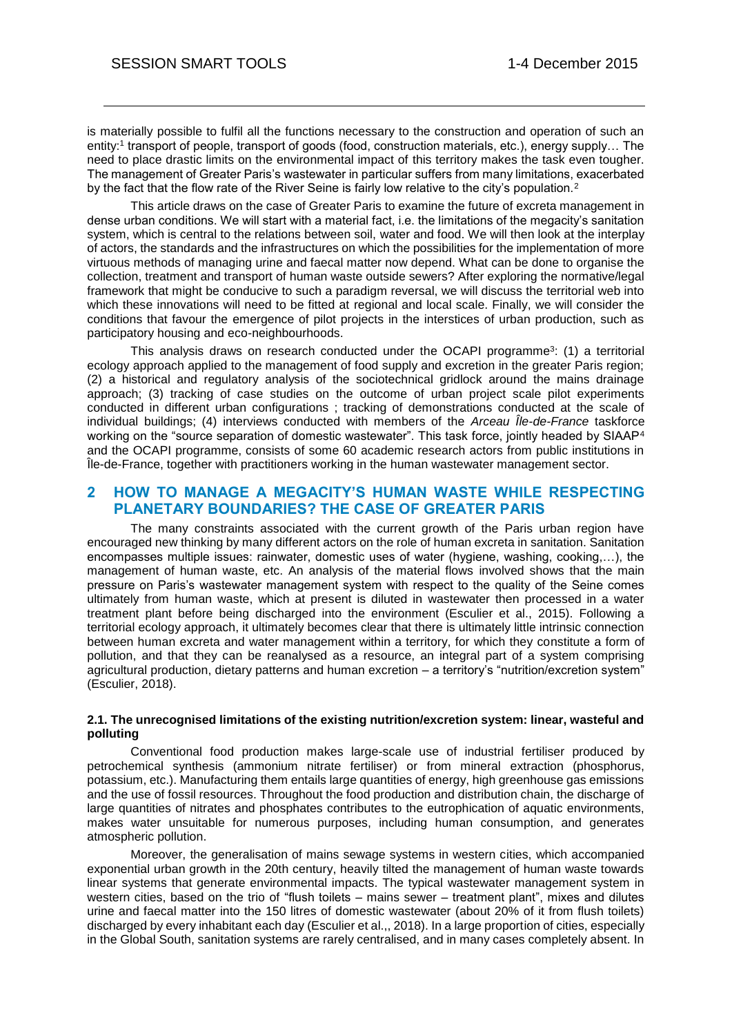is materially possible to fulfil all the functions necessary to the construction and operation of such an entity:[1] transport of people, transport of goods (food, construction materials, etc.), energy supply… The need to place drastic limits on the environmental impact of this territory makes the task even tougher. The management of Greater Paris's wastewater in particular suffers from many limitations, exacerbated by the fact that the flow rate of the River Seine is fairly low relative to the city's population.[2]

This article draws on the case of Greater Paris to examine the future of excreta management in dense urban conditions. We will start with a material fact, i.e. the limitations of the megacity's sanitation system, which is central to the relations between soil, water and food. We will then look at the interplay of actors, the standards and the infrastructures on which the possibilities for the implementation of more virtuous methods of managing urine and faecal matter now depend. What can be done to organise the collection, treatment and transport of human waste outside sewers? After exploring the normative/legal framework that might be conducive to such a paradigm reversal, we will discuss the territorial web into which these innovations will need to be fitted at regional and local scale. Finally, we will consider the conditions that favour the emergence of pilot projects in the interstices of urban production, such as participatory housing and eco-neighbourhoods.

This analysis draws on research conducted under the OCAPI programme[3]: (1) a territorial ecology approach applied to the management of food supply and excretion in the greater Paris region; (2) a historical and regulatory analysis of the sociotechnical gridlock around the mains drainage approach; (3) tracking of case studies on the outcome of urban project scale pilot experiments conducted in different urban configurations ; tracking of demonstrations conducted at the scale of individual buildings; (4) interviews conducted with members of the *Arceau Île-de-France* taskforce working on the "source separation of domestic wastewater". This task force, jointly headed by SIAAP[4] and the OCAPI programme, consists of some 60 academic research actors from public institutions in Île-de-France, together with practitioners working in the human wastewater management sector.

## 2 HOW TO MANAGE A MEGACITY'S HUMAN WASTE WHILE RESPECTING PLANETARY BOUNDARIES? THE CASE OF GREATER PARIS

The many constraints associated with the current growth of the Paris urban region have encouraged new thinking by many different actors on the role of human excreta in sanitation. Sanitation encompasses multiple issues: rainwater, domestic uses of water (hygiene, washing, cooking,…), the management of human waste, etc. An analysis of the material flows involved shows that the main pressure on Paris's wastewater management system with respect to the quality of the Seine comes ultimately from human waste, which at present is diluted in wastewater then processed in a water treatment plant before being discharged into the environment (Esculier et al., 2015). Following a territorial ecology approach, it ultimately becomes clear that there is ultimately little intrinsic connection between human excreta and water management within a territory, for which they constitute a form of pollution, and that they can be reanalysed as a resource, an integral part of a system comprising agricultural production, dietary patterns and human excretion – a territory's "nutrition/excretion system" (Esculier, 2018).

### 2.1. The unrecognised limitations of the existing nutrition/excretion system: linear, wasteful and polluting

Conventional food production makes large-scale use of industrial fertiliser produced by petrochemical synthesis (ammonium nitrate fertiliser) or from mineral extraction (phosphorus, potassium, etc.). Manufacturing them entails large quantities of energy, high greenhouse gas emissions and the use of fossil resources. Throughout the food production and distribution chain, the discharge of large quantities of nitrates and phosphates contributes to the eutrophication of aquatic environments, makes water unsuitable for numerous purposes, including human consumption, and generates atmospheric pollution.

Moreover, the generalisation of mains sewage systems in western cities, which accompanied exponential urban growth in the 20th century, heavily tilted the management of human waste towards linear systems that generate environmental impacts. The typical wastewater management system in western cities, based on the trio of "flush toilets – mains sewer – treatment plant", mixes and dilutes urine and faecal matter into the 150 litres of domestic wastewater (about 20% of it from flush toilets) discharged by every inhabitant each day (Esculier et al.,, 2018). In a large proportion of cities, especially in the Global South, sanitation systems are rarely centralised, and in many cases completely absent. In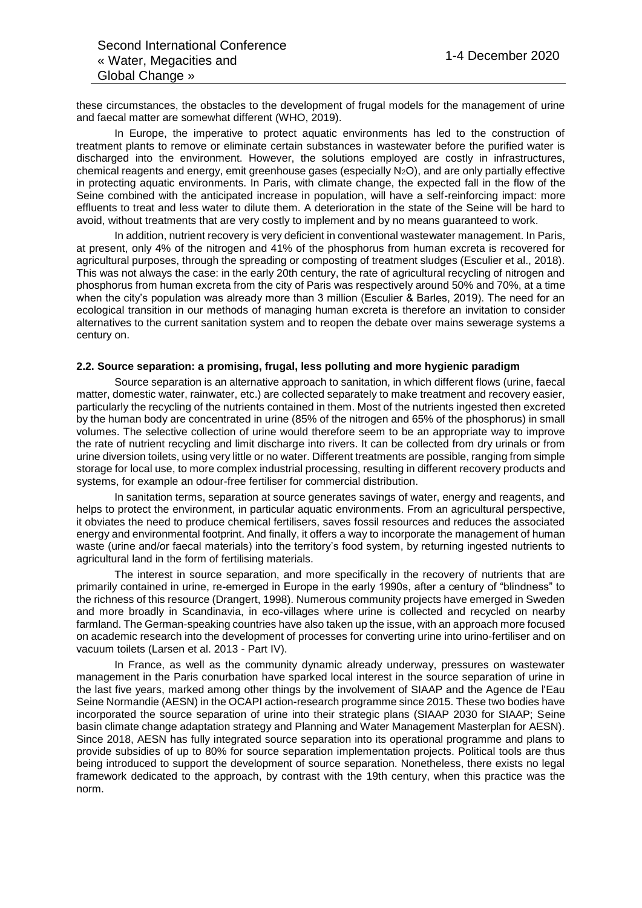these circumstances, the obstacles to the development of frugal models for the management of urine and faecal matter are somewhat different (WHO, 2019).

In Europe, the imperative to protect aquatic environments has led to the construction of treatment plants to remove or eliminate certain substances in wastewater before the purified water is discharged into the environment. However, the solutions employed are costly in infrastructures, chemical reagents and energy, emit greenhouse gases (especially $N_2O$), and are only partially effective in protecting aquatic environments. In Paris, with climate change, the expected fall in the flow of the Seine combined with the anticipated increase in population, will have a self-reinforcing impact: more effluents to treat and less water to dilute them. A deterioration in the state of the Seine will be hard to avoid, without treatments that are very costly to implement and by no means guaranteed to work.

In addition, nutrient recovery is very deficient in conventional wastewater management. In Paris, at present, only 4% of the nitrogen and 41% of the phosphorus from human excreta is recovered for agricultural purposes, through the spreading or composting of treatment sludges (Esculier et al., 2018). This was not always the case: in the early 20th century, the rate of agricultural recycling of nitrogen and phosphorus from human excreta from the city of Paris was respectively around 50% and 70%, at a time when the city's population was already more than 3 million (Esculier & Barles, 2019). The need for an ecological transition in our methods of managing human excreta is therefore an invitation to consider alternatives to the current sanitation system and to reopen the debate over mains sewerage systems a century on.

### 2.2. Source separation: a promising, frugal, less polluting and more hygienic paradigm

Source separation is an alternative approach to sanitation, in which different flows (urine, faecal matter, domestic water, rainwater, etc.) are collected separately to make treatment and recovery easier, particularly the recycling of the nutrients contained in them. Most of the nutrients ingested then excreted by the human body are concentrated in urine (85% of the nitrogen and 65% of the phosphorus) in small volumes. The selective collection of urine would therefore seem to be an appropriate way to improve the rate of nutrient recycling and limit discharge into rivers. It can be collected from dry urinals or from urine diversion toilets, using very little or no water. Different treatments are possible, ranging from simple storage for local use, to more complex industrial processing, resulting in different recovery products and systems, for example an odour-free fertiliser for commercial distribution.

In sanitation terms, separation at source generates savings of water, energy and reagents, and helps to protect the environment, in particular aquatic environments. From an agricultural perspective, it obviates the need to produce chemical fertilisers, saves fossil resources and reduces the associated energy and environmental footprint. And finally, it offers a way to incorporate the management of human waste (urine and/or faecal materials) into the territory's food system, by returning ingested nutrients to agricultural land in the form of fertilising materials.

The interest in source separation, and more specifically in the recovery of nutrients that are primarily contained in urine, re-emerged in Europe in the early 1990s, after a century of "blindness" to the richness of this resource (Drangert, 1998). Numerous community projects have emerged in Sweden and more broadly in Scandinavia, in eco-villages where urine is collected and recycled on nearby farmland. The German-speaking countries have also taken up the issue, with an approach more focused on academic research into the development of processes for converting urine into urino-fertiliser and on vacuum toilets (Larsen et al. 2013 - Part IV).

In France, as well as the community dynamic already underway, pressures on wastewater management in the Paris conurbation have sparked local interest in the source separation of urine in the last five years, marked among other things by the involvement of SIAAP and the Agence de l'Eau Seine Normandie (AESN) in the OCAPI action-research programme since 2015. These two bodies have incorporated the source separation of urine into their strategic plans (SIAAP 2030 for SIAAP; Seine basin climate change adaptation strategy and Planning and Water Management Masterplan for AESN). Since 2018, AESN has fully integrated source separation into its operational programme and plans to provide subsidies of up to 80% for source separation implementation projects. Political tools are thus being introduced to support the development of source separation. Nonetheless, there exists no legal framework dedicated to the approach, by contrast with the 19th century, when this practice was the norm.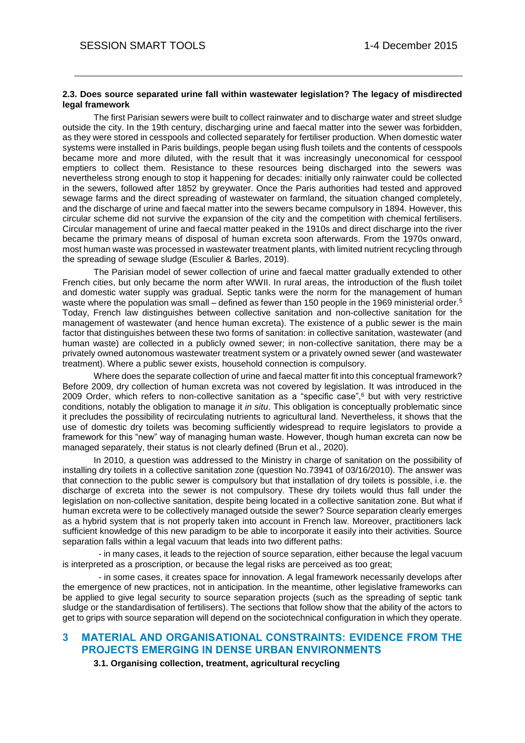### 2.3. Does source separated urine fall within wastewater legislation? The legacy of misdirected legal framework

The first Parisian sewers were built to collect rainwater and to discharge water and street sludge outside the city. In the 19th century, discharging urine and faecal matter into the sewer was forbidden, as they were stored in cesspools and collected separately for fertiliser production. When domestic water systems were installed in Paris buildings, people began using flush toilets and the contents of cesspools became more and more diluted, with the result that it was increasingly uneconomical for cesspool emptiers to collect them. Resistance to these resources being discharged into the sewers was nevertheless strong enough to stop it happening for decades: initially only rainwater could be collected in the sewers, followed after 1852 by greywater. Once the Paris authorities had tested and approved sewage farms and the direct spreading of wastewater on farmland, the situation changed completely, and the discharge of urine and faecal matter into the sewers became compulsory in 1894. However, this circular scheme did not survive the expansion of the city and the competition with chemical fertilisers. Circular management of urine and faecal matter peaked in the 1910s and direct discharge into the river became the primary means of disposal of human excreta soon afterwards. From the 1970s onward, most human waste was processed in wastewater treatment plants, with limited nutrient recycling through the spreading of sewage sludge (Esculier & Barles, 2019).

The Parisian model of sewer collection of urine and faecal matter gradually extended to other French cities, but only became the norm after WWII. In rural areas, the introduction of the flush toilet and domestic water supply was gradual. Septic tanks were the norm for the management of human waste where the population was small – defined as fewer than 150 people in the 1969 ministerial order.[5] Today, French law distinguishes between collective sanitation and non-collective sanitation for the management of wastewater (and hence human excreta). The existence of a public sewer is the main factor that distinguishes between these two forms of sanitation: in collective sanitation, wastewater (and human waste) are collected in a publicly owned sewer; in non-collective sanitation, there may be a privately owned autonomous wastewater treatment system or a privately owned sewer (and wastewater treatment). Where a public sewer exists, household connection is compulsory.

Where does the separate collection of urine and faecal matter fit into this conceptual framework? Before 2009, dry collection of human excreta was not covered by legislation. It was introduced in the 2009 Order, which refers to non-collective sanitation as a "specific case",[6] but with very restrictive conditions, notably the obligation to manage it *in situ*. This obligation is conceptually problematic since it precludes the possibility of recirculating nutrients to agricultural land. Nevertheless, it shows that the use of domestic dry toilets was becoming sufficiently widespread to require legislators to provide a framework for this "new" way of managing human waste. However, though human excreta can now be managed separately, their status is not clearly defined (Brun et al., 2020).

In 2010, a question was addressed to the Ministry in charge of sanitation on the possibility of installing dry toilets in a collective sanitation zone (question No.73941 of 03/16/2010). The answer was that connection to the public sewer is compulsory but that installation of dry toilets is possible, i.e. the discharge of excreta into the sewer is not compulsory. These dry toilets would thus fall under the legislation on non-collective sanitation, despite being located in a collective sanitation zone. But what if human excreta were to be collectively managed outside the sewer? Source separation clearly emerges as a hybrid system that is not properly taken into account in French law. Moreover, practitioners lack sufficient knowledge of this new paradigm to be able to incorporate it easily into their activities. Source separation falls within a legal vacuum that leads into two different paths:

- in many cases, it leads to the rejection of source separation, either because the legal vacuum is interpreted as a proscription, or because the legal risks are perceived as too great;
- in some cases, it creates space for innovation. A legal framework necessarily develops after the emergence of new practices, not in anticipation. In the meantime, other legislative frameworks can be applied to give legal security to source separation projects (such as the spreading of septic tank sludge or the standardisation of fertilisers). The sections that follow show that the ability of the actors to get to grips with source separation will depend on the sociotechnical configuration in which they operate.

## 3 MATERIAL AND ORGANISATIONAL CONSTRAINTS: EVIDENCE FROM THE PROJECTS EMERGING IN DENSE URBAN ENVIRONMENTS

### 3.1. Organising collection, treatment, agricultural recycling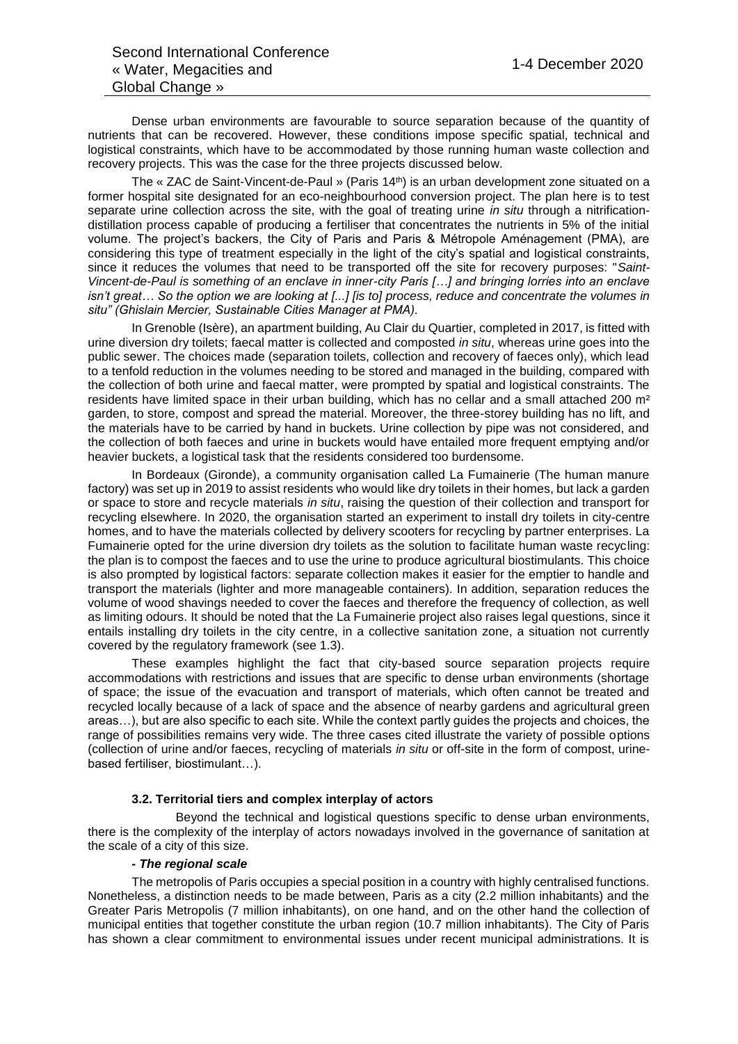Dense urban environments are favourable to source separation because of the quantity of nutrients that can be recovered. However, these conditions impose specific spatial, technical and logistical constraints, which have to be accommodated by those running human waste collection and recovery projects. This was the case for the three projects discussed below.

The « ZAC de Saint-Vincent-de-Paul » (Paris 14th) is an urban development zone situated on a former hospital site designated for an eco-neighbourhood conversion project. The plan here is to test separate urine collection across the site, with the goal of treating urine *in situ* through a nitrification-distillation process capable of producing a fertiliser that concentrates the nutrients in 5% of the initial volume. The project's backers, the City of Paris and Paris & Métropole Aménagement (PMA), are considering this type of treatment especially in the light of the city's spatial and logistical constraints, since it reduces the volumes that need to be transported off the site for recovery purposes: "*Saint-Vincent-de-Paul is something of an enclave in inner-city Paris […] and bringing lorries into an enclave isn't great… So the option we are looking at [...] [is to] process, reduce and concentrate the volumes in situ" (Ghislain Mercier, Sustainable Cities Manager at PMA).*

In Grenoble (Isère), an apartment building, Au Clair du Quartier, completed in 2017, is fitted with urine diversion dry toilets; faecal matter is collected and composted *in situ*, whereas urine goes into the public sewer. The choices made (separation toilets, collection and recovery of faeces only), which lead to a tenfold reduction in the volumes needing to be stored and managed in the building, compared with the collection of both urine and faecal matter, were prompted by spatial and logistical constraints. The residents have limited space in their urban building, which has no cellar and a small attached 200 m² garden, to store, compost and spread the material. Moreover, the three-storey building has no lift, and the materials have to be carried by hand in buckets. Urine collection by pipe was not considered, and the collection of both faeces and urine in buckets would have entailed more frequent emptying and/or heavier buckets, a logistical task that the residents considered too burdensome.

In Bordeaux (Gironde), a community organisation called La Fumainerie (The human manure factory) was set up in 2019 to assist residents who would like dry toilets in their homes, but lack a garden or space to store and recycle materials *in situ*, raising the question of their collection and transport for recycling elsewhere. In 2020, the organisation started an experiment to install dry toilets in city-centre homes, and to have the materials collected by delivery scooters for recycling by partner enterprises. La Fumainerie opted for the urine diversion dry toilets as the solution to facilitate human waste recycling: the plan is to compost the faeces and to use the urine to produce agricultural biostimulants. This choice is also prompted by logistical factors: separate collection makes it easier for the emptier to handle and transport the materials (lighter and more manageable containers). In addition, separation reduces the volume of wood shavings needed to cover the faeces and therefore the frequency of collection, as well as limiting odours. It should be noted that the La Fumainerie project also raises legal questions, since it entails installing dry toilets in the city centre, in a collective sanitation zone, a situation not currently covered by the regulatory framework (see 1.3).

These examples highlight the fact that city-based source separation projects require accommodations with restrictions and issues that are specific to dense urban environments (shortage of space; the issue of the evacuation and transport of materials, which often cannot be treated and recycled locally because of a lack of space and the absence of nearby gardens and agricultural green areas…), but are also specific to each site. While the context partly guides the projects and choices, the range of possibilities remains very wide. The three cases cited illustrate the variety of possible options (collection of urine and/or faeces, recycling of materials *in situ* or off-site in the form of compost, urine-based fertiliser, biostimulant…).

### 3.2. Territorial tiers and complex interplay of actors

Beyond the technical and logistical questions specific to dense urban environments, there is the complexity of the interplay of actors nowadays involved in the governance of sanitation at the scale of a city of this size.

#### *- The regional scale*

The metropolis of Paris occupies a special position in a country with highly centralised functions. Nonetheless, a distinction needs to be made between, Paris as a city (2.2 million inhabitants) and the Greater Paris Metropolis (7 million inhabitants), on one hand, and on the other hand the collection of municipal entities that together constitute the urban region (10.7 million inhabitants). The City of Paris has shown a clear commitment to environmental issues under recent municipal administrations. It is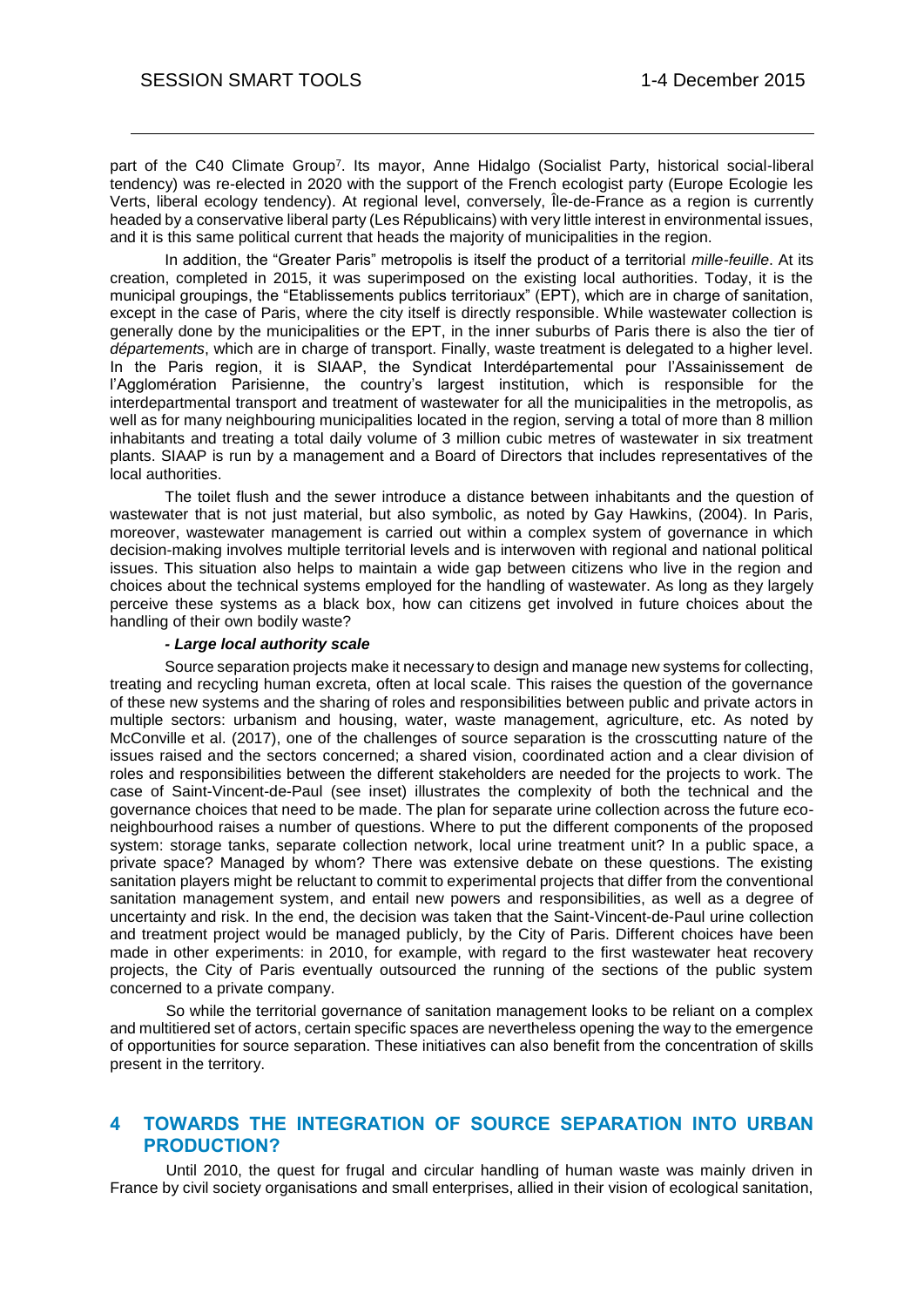part of the C40 Climate Group[7]. Its mayor, Anne Hidalgo (Socialist Party, historical social-liberal tendency) was re-elected in 2020 with the support of the French ecologist party (Europe Ecologie les Verts, liberal ecology tendency). At regional level, conversely, Île-de-France as a region is currently headed by a conservative liberal party (Les Républicains) with very little interest in environmental issues, and it is this same political current that heads the majority of municipalities in the region.

In addition, the "Greater Paris" metropolis is itself the product of a territorial *mille-feuille*. At its creation, completed in 2015, it was superimposed on the existing local authorities. Today, it is the municipal groupings, the "Etablissements publics territoriaux" (EPT), which are in charge of sanitation, except in the case of Paris, where the city itself is directly responsible. While wastewater collection is generally done by the municipalities or the EPT, in the inner suburbs of Paris there is also the tier of *départements*, which are in charge of transport. Finally, waste treatment is delegated to a higher level. In the Paris region, it is SIAAP, the Syndicat Interdépartemental pour l'Assainissement de l'Agglomération Parisienne, the country's largest institution, which is responsible for the interdepartmental transport and treatment of wastewater for all the municipalities in the metropolis, as well as for many neighbouring municipalities located in the region, serving a total of more than 8 million inhabitants and treating a total daily volume of 3 million cubic metres of wastewater in six treatment plants. SIAAP is run by a management and a Board of Directors that includes representatives of the local authorities.

The toilet flush and the sewer introduce a distance between inhabitants and the question of wastewater that is not just material, but also symbolic, as noted by Gay Hawkins, (2004). In Paris, moreover, wastewater management is carried out within a complex system of governance in which decision-making involves multiple territorial levels and is interwoven with regional and national political issues. This situation also helps to maintain a wide gap between citizens who live in the region and choices about the technical systems employed for the handling of wastewater. As long as they largely perceive these systems as a black box, how can citizens get involved in future choices about the handling of their own bodily waste?

***- Large local authority scale***

Source separation projects make it necessary to design and manage new systems for collecting, treating and recycling human excreta, often at local scale. This raises the question of the governance of these new systems and the sharing of roles and responsibilities between public and private actors in multiple sectors: urbanism and housing, water, waste management, agriculture, etc. As noted by McConville et al. (2017), one of the challenges of source separation is the crosscutting nature of the issues raised and the sectors concerned; a shared vision, coordinated action and a clear division of roles and responsibilities between the different stakeholders are needed for the projects to work. The case of Saint-Vincent-de-Paul (see inset) illustrates the complexity of both the technical and the governance choices that need to be made. The plan for separate urine collection across the future eco-neighbourhood raises a number of questions. Where to put the different components of the proposed system: storage tanks, separate collection network, local urine treatment unit? In a public space, a private space? Managed by whom? There was extensive debate on these questions. The existing sanitation players might be reluctant to commit to experimental projects that differ from the conventional sanitation management system, and entail new powers and responsibilities, as well as a degree of uncertainty and risk. In the end, the decision was taken that the Saint-Vincent-de-Paul urine collection and treatment project would be managed publicly, by the City of Paris. Different choices have been made in other experiments: in 2010, for example, with regard to the first wastewater heat recovery projects, the City of Paris eventually outsourced the running of the sections of the public system concerned to a private company.

So while the territorial governance of sanitation management looks to be reliant on a complex and multitiered set of actors, certain specific spaces are nevertheless opening the way to the emergence of opportunities for source separation. These initiatives can also benefit from the concentration of skills present in the territory.

## 4 TOWARDS THE INTEGRATION OF SOURCE SEPARATION INTO URBAN PRODUCTION?

Until 2010, the quest for frugal and circular handling of human waste was mainly driven in France by civil society organisations and small enterprises, allied in their vision of ecological sanitation,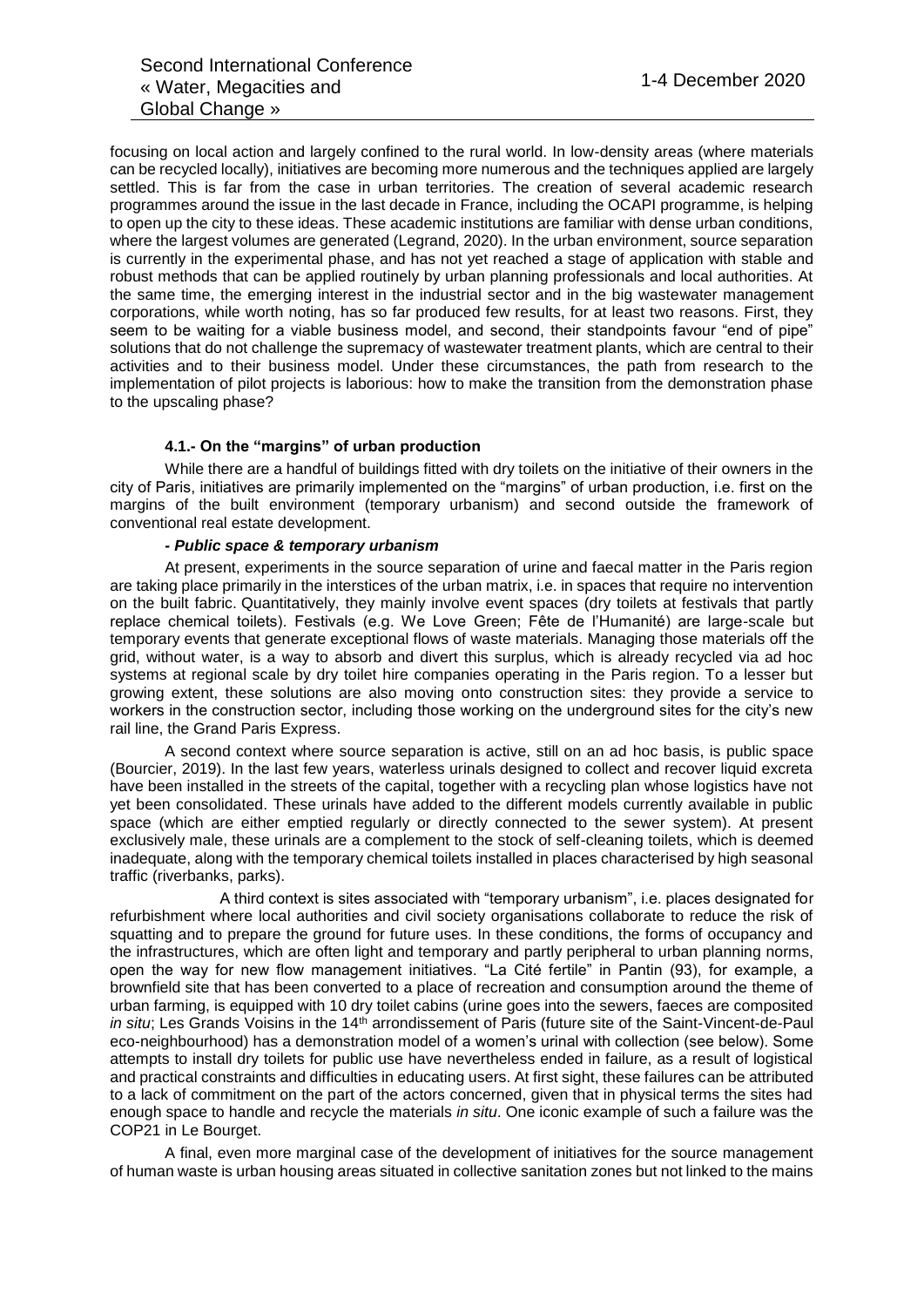focusing on local action and largely confined to the rural world. In low-density areas (where materials can be recycled locally), initiatives are becoming more numerous and the techniques applied are largely settled. This is far from the case in urban territories. The creation of several academic research programmes around the issue in the last decade in France, including the OCAPI programme, is helping to open up the city to these ideas. These academic institutions are familiar with dense urban conditions, where the largest volumes are generated (Legrand, 2020). In the urban environment, source separation is currently in the experimental phase, and has not yet reached a stage of application with stable and robust methods that can be applied routinely by urban planning professionals and local authorities. At the same time, the emerging interest in the industrial sector and in the big wastewater management corporations, while worth noting, has so far produced few results, for at least two reasons. First, they seem to be waiting for a viable business model, and second, their standpoints favour "end of pipe" solutions that do not challenge the supremacy of wastewater treatment plants, which are central to their activities and to their business model. Under these circumstances, the path from research to the implementation of pilot projects is laborious: how to make the transition from the demonstration phase to the upscaling phase?

### 4.1.- On the "margins" of urban production

While there are a handful of buildings fitted with dry toilets on the initiative of their owners in the city of Paris, initiatives are primarily implemented on the "margins" of urban production, i.e. first on the margins of the built environment (temporary urbanism) and second outside the framework of conventional real estate development.

#### - *Public space & temporary urbanism*

At present, experiments in the source separation of urine and faecal matter in the Paris region are taking place primarily in the interstices of the urban matrix, i.e. in spaces that require no intervention on the built fabric. Quantitatively, they mainly involve event spaces (dry toilets at festivals that partly replace chemical toilets). Festivals (e.g. We Love Green; Fête de l'Humanité) are large-scale but temporary events that generate exceptional flows of waste materials. Managing those materials off the grid, without water, is a way to absorb and divert this surplus, which is already recycled via ad hoc systems at regional scale by dry toilet hire companies operating in the Paris region. To a lesser but growing extent, these solutions are also moving onto construction sites: they provide a service to workers in the construction sector, including those working on the underground sites for the city's new rail line, the Grand Paris Express.

A second context where source separation is active, still on an ad hoc basis, is public space (Bourcier, 2019). In the last few years, waterless urinals designed to collect and recover liquid excreta have been installed in the streets of the capital, together with a recycling plan whose logistics have not yet been consolidated. These urinals have added to the different models currently available in public space (which are either emptied regularly or directly connected to the sewer system). At present exclusively male, these urinals are a complement to the stock of self-cleaning toilets, which is deemed inadequate, along with the temporary chemical toilets installed in places characterised by high seasonal traffic (riverbanks, parks).

A third context is sites associated with "temporary urbanism", i.e. places designated for refurbishment where local authorities and civil society organisations collaborate to reduce the risk of squatting and to prepare the ground for future uses. In these conditions, the forms of occupancy and the infrastructures, which are often light and temporary and partly peripheral to urban planning norms, open the way for new flow management initiatives. "La Cité fertile" in Pantin (93), for example, a brownfield site that has been converted to a place of recreation and consumption around the theme of urban farming, is equipped with 10 dry toilet cabins (urine goes into the sewers, faeces are composited *in situ*; Les Grands Voisins in the 14th arrondissement of Paris (future site of the Saint-Vincent-de-Paul eco-neighbourhood) has a demonstration model of a women's urinal with collection (see below). Some attempts to install dry toilets for public use have nevertheless ended in failure, as a result of logistical and practical constraints and difficulties in educating users. At first sight, these failures can be attributed to a lack of commitment on the part of the actors concerned, given that in physical terms the sites had enough space to handle and recycle the materials *in situ*. One iconic example of such a failure was the COP21 in Le Bourget.

A final, even more marginal case of the development of initiatives for the source management of human waste is urban housing areas situated in collective sanitation zones but not linked to the mains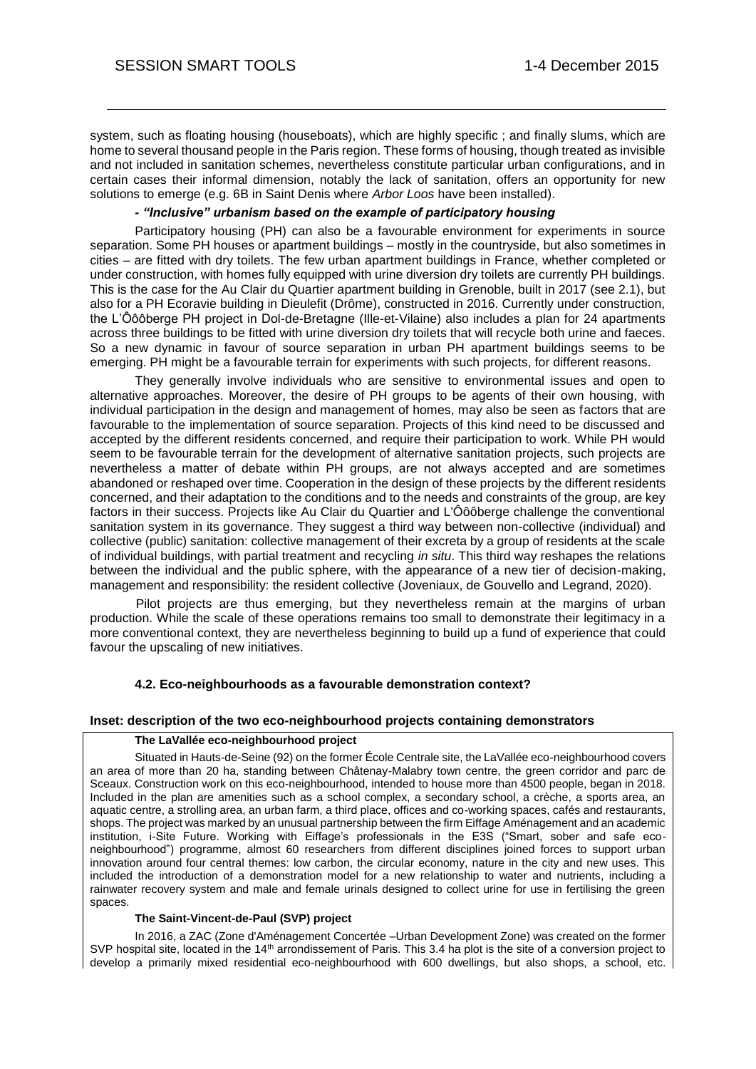system, such as floating housing (houseboats), which are highly specific ; and finally slums, which are home to several thousand people in the Paris region. These forms of housing, though treated as invisible and not included in sanitation schemes, nevertheless constitute particular urban configurations, and in certain cases their informal dimension, notably the lack of sanitation, offers an opportunity for new solutions to emerge (e.g. 6B in Saint Denis where *Arbor Loos* have been installed).

**- *"Inclusive" urbanism based on the example of participatory housing***

Participatory housing (PH) can also be a favourable environment for experiments in source separation. Some PH houses or apartment buildings – mostly in the countryside, but also sometimes in cities – are fitted with dry toilets. The few urban apartment buildings in France, whether completed or under construction, with homes fully equipped with urine diversion dry toilets are currently PH buildings. This is the case for the Au Clair du Quartier apartment building in Grenoble, built in 2017 (see 2.1), but also for a PH Ecoravie building in Dieulefit (Drôme), constructed in 2016. Currently under construction, the L'Ôôôberge PH project in Dol-de-Bretagne (Ille-et-Vilaine) also includes a plan for 24 apartments across three buildings to be fitted with urine diversion dry toilets that will recycle both urine and faeces. So a new dynamic in favour of source separation in urban PH apartment buildings seems to be emerging. PH might be a favourable terrain for experiments with such projects, for different reasons.

They generally involve individuals who are sensitive to environmental issues and open to alternative approaches. Moreover, the desire of PH groups to be agents of their own housing, with individual participation in the design and management of homes, may also be seen as factors that are favourable to the implementation of source separation. Projects of this kind need to be discussed and accepted by the different residents concerned, and require their participation to work. While PH would seem to be favourable terrain for the development of alternative sanitation projects, such projects are nevertheless a matter of debate within PH groups, are not always accepted and are sometimes abandoned or reshaped over time. Cooperation in the design of these projects by the different residents concerned, and their adaptation to the conditions and to the needs and constraints of the group, are key factors in their success. Projects like Au Clair du Quartier and L'Ôôôberge challenge the conventional sanitation system in its governance. They suggest a third way between non-collective (individual) and collective (public) sanitation: collective management of their excreta by a group of residents at the scale of individual buildings, with partial treatment and recycling *in situ*. This third way reshapes the relations between the individual and the public sphere, with the appearance of a new tier of decision-making, management and responsibility: the resident collective (Joveniaux, de Gouvello and Legrand, 2020).

Pilot projects are thus emerging, but they nevertheless remain at the margins of urban production. While the scale of these operations remains too small to demonstrate their legitimacy in a more conventional context, they are nevertheless beginning to build up a fund of experience that could favour the upscaling of new initiatives.

### 4.2. Eco-neighbourhoods as a favourable demonstration context?

**Inset: description of the two eco-neighbourhood projects containing demonstrators**

**The LaVallée eco-neighbourhood project**

Situated in Hauts-de-Seine (92) on the former École Centrale site, the LaVallée eco-neighbourhood covers an area of more than 20 ha, standing between Châtenay-Malabry town centre, the green corridor and parc de Sceaux. Construction work on this eco-neighbourhood, intended to house more than 4500 people, began in 2018. Included in the plan are amenities such as a school complex, a secondary school, a crèche, a sports area, an aquatic centre, a strolling area, an urban farm, a third place, offices and co-working spaces, cafés and restaurants, shops. The project was marked by an unusual partnership between the firm Eiffage Aménagement and an academic institution, i-Site Future. Working with Eiffage's professionals in the E3S ("Smart, sober and safe eco-neighbourhood") programme, almost 60 researchers from different disciplines joined forces to support urban innovation around four central themes: low carbon, the circular economy, nature in the city and new uses. This included the introduction of a demonstration model for a new relationship to water and nutrients, including a rainwater recovery system and male and female urinals designed to collect urine for use in fertilising the green spaces.

**The Saint-Vincent-de-Paul (SVP) project**

In 2016, a ZAC (Zone d'Aménagement Concertée –Urban Development Zone) was created on the former SVP hospital site, located in the 14th arrondissement of Paris. This 3.4 ha plot is the site of a conversion project to develop a primarily mixed residential eco-neighbourhood with 600 dwellings, but also shops, a school, etc.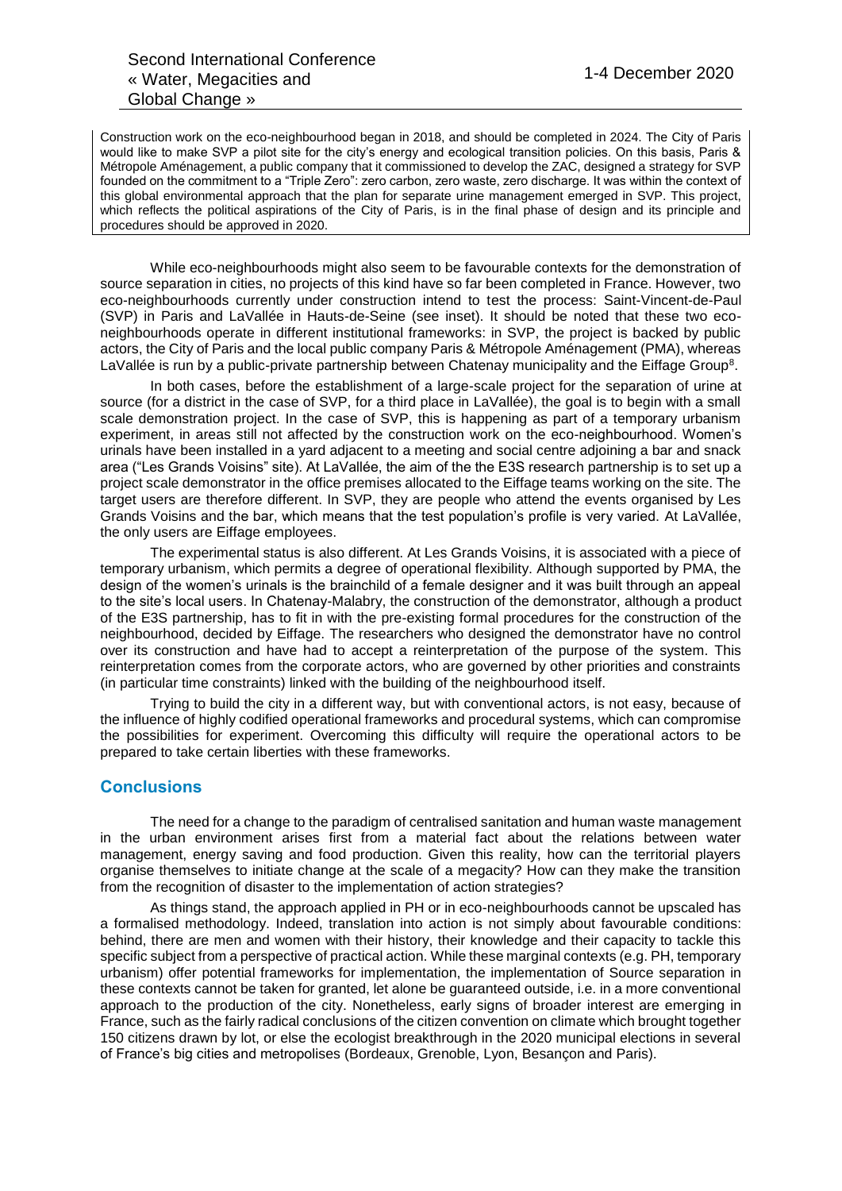Construction work on the eco-neighbourhood began in 2018, and should be completed in 2024. The City of Paris would like to make SVP a pilot site for the city's energy and ecological transition policies. On this basis, Paris & Métropole Aménagement, a public company that it commissioned to develop the ZAC, designed a strategy for SVP founded on the commitment to a "Triple Zero": zero carbon, zero waste, zero discharge. It was within the context of this global environmental approach that the plan for separate urine management emerged in SVP. This project, which reflects the political aspirations of the City of Paris, is in the final phase of design and its principle and procedures should be approved in 2020.

While eco-neighbourhoods might also seem to be favourable contexts for the demonstration of source separation in cities, no projects of this kind have so far been completed in France. However, two eco-neighbourhoods currently under construction intend to test the process: Saint-Vincent-de-Paul (SVP) in Paris and LaVallée in Hauts-de-Seine (see inset). It should be noted that these two eco-neighbourhoods operate in different institutional frameworks: in SVP, the project is backed by public actors, the City of Paris and the local public company Paris & Métropole Aménagement (PMA), whereas LaVallée is run by a public-private partnership between Chatenay municipality and the Eiffage Group[8].

In both cases, before the establishment of a large-scale project for the separation of urine at source (for a district in the case of SVP, for a third place in LaVallée), the goal is to begin with a small scale demonstration project. In the case of SVP, this is happening as part of a temporary urbanism experiment, in areas still not affected by the construction work on the eco-neighbourhood. Women's urinals have been installed in a yard adjacent to a meeting and social centre adjoining a bar and snack area ("Les Grands Voisins" site). At LaVallée, the aim of the the E3S research partnership is to set up a project scale demonstrator in the office premises allocated to the Eiffage teams working on the site. The target users are therefore different. In SVP, they are people who attend the events organised by Les Grands Voisins and the bar, which means that the test population's profile is very varied. At LaVallée, the only users are Eiffage employees.

The experimental status is also different. At Les Grands Voisins, it is associated with a piece of temporary urbanism, which permits a degree of operational flexibility. Although supported by PMA, the design of the women's urinals is the brainchild of a female designer and it was built through an appeal to the site's local users. In Chatenay-Malabry, the construction of the demonstrator, although a product of the E3S partnership, has to fit in with the pre-existing formal procedures for the construction of the neighbourhood, decided by Eiffage. The researchers who designed the demonstrator have no control over its construction and have had to accept a reinterpretation of the purpose of the system. This reinterpretation comes from the corporate actors, who are governed by other priorities and constraints (in particular time constraints) linked with the building of the neighbourhood itself.

Trying to build the city in a different way, but with conventional actors, is not easy, because of the influence of highly codified operational frameworks and procedural systems, which can compromise the possibilities for experiment. Overcoming this difficulty will require the operational actors to be prepared to take certain liberties with these frameworks.

## Conclusions

The need for a change to the paradigm of centralised sanitation and human waste management in the urban environment arises first from a material fact about the relations between water management, energy saving and food production. Given this reality, how can the territorial players organise themselves to initiate change at the scale of a megacity? How can they make the transition from the recognition of disaster to the implementation of action strategies?

As things stand, the approach applied in PH or in eco-neighbourhoods cannot be upscaled has a formalised methodology. Indeed, translation into action is not simply about favourable conditions: behind, there are men and women with their history, their knowledge and their capacity to tackle this specific subject from a perspective of practical action. While these marginal contexts (e.g. PH, temporary urbanism) offer potential frameworks for implementation, the implementation of Source separation in these contexts cannot be taken for granted, let alone be guaranteed outside, i.e. in a more conventional approach to the production of the city. Nonetheless, early signs of broader interest are emerging in France, such as the fairly radical conclusions of the citizen convention on climate which brought together 150 citizens drawn by lot, or else the ecologist breakthrough in the 2020 municipal elections in several of France's big cities and metropolises (Bordeaux, Grenoble, Lyon, Besançon and Paris).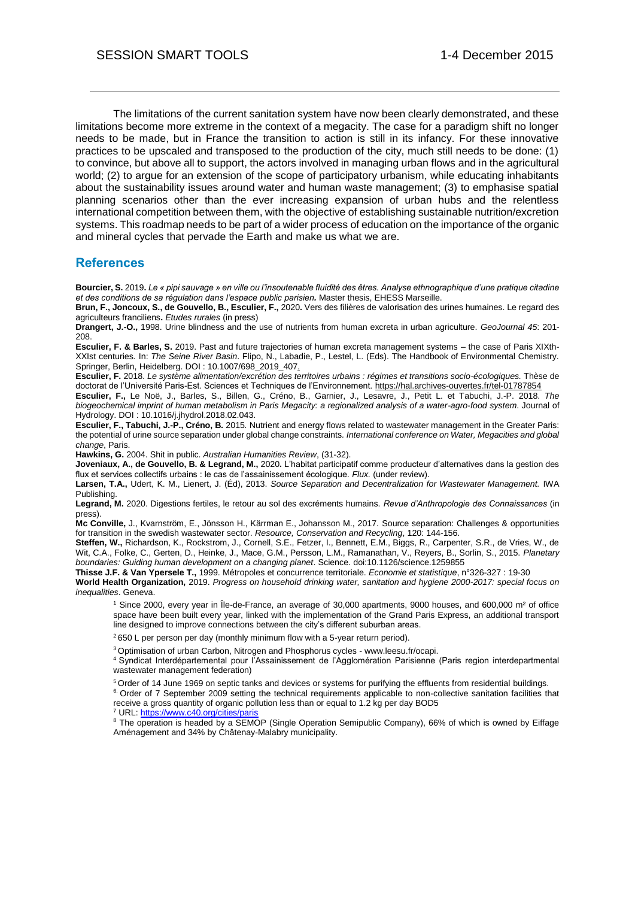The limitations of the current sanitation system have now been clearly demonstrated, and these limitations become more extreme in the context of a megacity. The case for a paradigm shift no longer needs to be made, but in France the transition to action is still in its infancy. For these innovative practices to be upscaled and transposed to the production of the city, much still needs to be done: (1) to convince, but above all to support, the actors involved in managing urban flows and in the agricultural world; (2) to argue for an extension of the scope of participatory urbanism, while educating inhabitants about the sustainability issues around water and human waste management; (3) to emphasise spatial planning scenarios other than the ever increasing expansion of urban hubs and the relentless international competition between them, with the objective of establishing sustainable nutrition/excretion systems. This roadmap needs to be part of a wider process of education on the importance of the organic and mineral cycles that pervade the Earth and make us what we are.

## References

**Bourcier, S.** 2019**.** *Le « pipi sauvage » en ville ou l'insoutenable fluidité des êtres. Analyse ethnographique d'une pratique citadine et des conditions de sa régulation dans l'espace public parisien.* Master thesis, EHESS Marseille.

**Brun, F., Joncoux, S., de Gouvello, B., Esculier, F.,** 2020**.** Vers des filières de valorisation des urines humaines. Le regard des agriculteurs franciliens**.** *Etudes rurales* (in press)

**Drangert, J.-O.,** 1998. Urine blindness and the use of nutrients from human excreta in urban agriculture. *GeoJournal 45*: 201-208.

**Esculier, F. & Barles, S.** 2019. Past and future trajectories of human excreta management systems – the case of Paris XIXth-XXIst centuries. In: *The Seine River Basin*. Flipo, N., Labadie, P., Lestel, L. (Eds). The Handbook of Environmental Chemistry. Springer, Berlin, Heidelberg. DOI : 10.1007/698_2019_407.

**Esculier, F.** 2018. *Le système alimentation/excrétion des territoires urbains : régimes et transitions socio-écologiques.* Thèse de doctorat de l'Université Paris-Est. Sciences et Techniques de l'Environnement. https://hal.archives-ouvertes.fr/tel-01787854

**Esculier, F.,** Le Noë, J., Barles, S., Billen, G., Créno, B., Garnier, J., Lesavre, J., Petit L. et Tabuchi, J.-P. 2018. *The biogeochemical imprint of human metabolism in Paris Megacity: a regionalized analysis of a water-agro-food system*. Journal of Hydrology. DOI : 10.1016/j.jhydrol.2018.02.043.

**Esculier, F., Tabuchi, J.-P., Créno, B.** 2015*.* Nutrient and energy flows related to wastewater management in the Greater Paris: the potential of urine source separation under global change constraints*. International conference on Water, Megacities and global change*, Paris.

**Hawkins, G.** 2004. Shit in public. *Australian Humanities Review*, (31-32).

**Joveniaux, A., de Gouvello, B. & Legrand, M.,** 2020**.** L'habitat participatif comme producteur d'alternatives dans la gestion des flux et services collectifs urbains : le cas de l'assainissement écologique. *Flux.* (under review).

**Larsen, T.A.,** Udert, K. M., Lienert, J. (Éd), 2013. *Source Separation and Decentralization for Wastewater Management.* IWA Publishing.

**Legrand, M.** 2020. Digestions fertiles, le retour au sol des excréments humains. *Revue d'Anthropologie des Connaissances* (in press).

**Mc Conville,** J., Kvarnström, E., Jönsson H., Kärrman E., Johansson M., 2017. Source separation: Challenges & opportunities for transition in the swedish wastewater sector. *Resource, Conservation and Recycling*, 120: 144-156.

**Steffen, W.,** Richardson, K., Rockstrom, J., Cornell, S.E., Fetzer, I., Bennett, E.M., Biggs, R., Carpenter, S.R., de Vries, W., de Wit, C.A., Folke, C., Gerten, D., Heinke, J., Mace, G.M., Persson, L.M., Ramanathan, V., Reyers, B., Sorlin, S., 2015. *Planetary boundaries: Guiding human development on a changing planet*. Science. doi:10.1126/science.1259855

**Thisse J.F. & Van Ypersele T.,** 1999. Métropoles et concurrence territoriale. *Economie et statistique*, n°326-327 : 19-30

**World Health Organization,** 2019. *Progress on household drinking water, sanitation and hygiene 2000-2017: special focus on inequalities*. Geneva.

[1] Since 2000, every year in Île-de-France, an average of 30,000 apartments, 9000 houses, and 600,000 m² of office space have been built every year, linked with the implementation of the Grand Paris Express, an additional transport line designed to improve connections between the city's different suburban areas.

[2] 650 L per person per day (monthly minimum flow with a 5-year return period).

[3] Optimisation of urban Carbon, Nitrogen and Phosphorus cycles - www.leesu.fr/ocapi.

[4] Syndicat Interdépartemental pour l'Assainissement de l'Agglomération Parisienne (Paris region interdepartmental wastewater management federation)

[5] Order of 14 June 1969 on septic tanks and devices or systems for purifying the effluents from residential buildings.

[6] Order of 7 September 2009 setting the technical requirements applicable to non-collective sanitation facilities that receive a gross quantity of organic pollution less than or equal to 1.2 kg per day BOD5

[7] URL: https://www.c40.org/cities/paris

[8] The operation is headed by a SEMOP (Single Operation Semipublic Company), 66% of which is owned by Eiffage Aménagement and 34% by Châtenay-Malabry municipality.